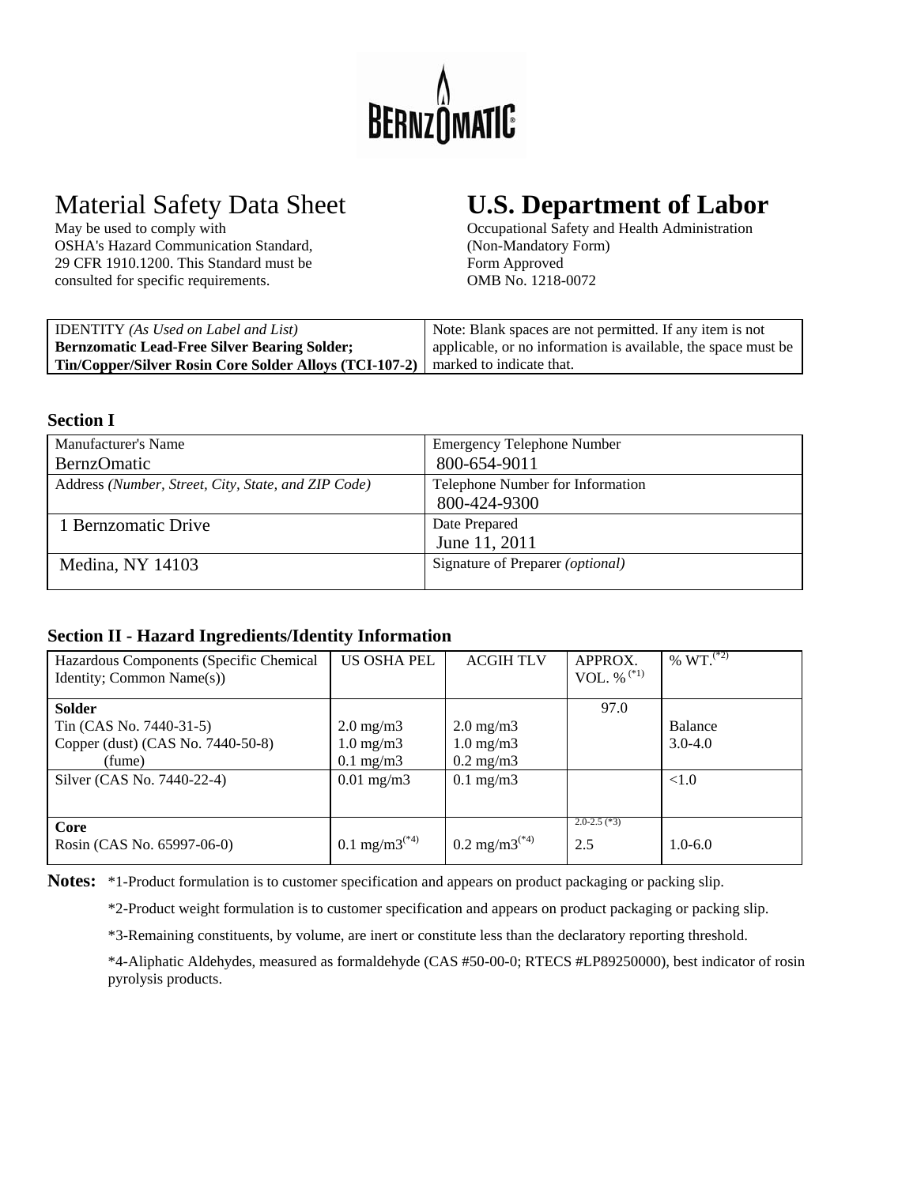BERNZOMATIC

# Material Safety Data Sheet

May be used to comply with OSHA's Hazard Communication Standard, 29 CFR 1910.1200. This Standard must be consulted for specific requirements.

# U.S. Department of Labor

Occupational Safety and Health Administration
(Non-Mandatory Form)
Form Approved
OMB No. 1218-0072

| IDENTITY *(As Used on Label and List)* **Bernzomatic Lead-Free Silver Bearing Solder; Tin/Copper/Silver Rosin Core Solder Alloys (TCI-107-2)** | Note: Blank spaces are not permitted. If any item is not applicable, or no information is available, the space must be marked to indicate that. |
|---|---|

## Section I

| Manufacturer's Name | Emergency Telephone Number |
|---|---|
| BernzOmatic | 800-654-9011 |
| Address *(Number, Street, City, State, and ZIP Code)* | Telephone Number for Information |
| | 800-424-9300 |
| 1 Bernzomatic Drive | Date Prepared |
| | June 11, 2011 |
| Medina, NY 14103 | Signature of Preparer *(optional)* |

## Section II - Hazard Ingredients/Identity Information

| Hazardous Components (Specific Chemical Identity; Common Name(s)) | US OSHA PEL | ACGIH TLV | APPROX. VOL. % [(*1)] | % WT. [(*2)] |
|---|---|---|---|---|
| **Solder** | | | 97.0 | |
| Tin (CAS No. 7440-31-5) | 2.0 mg/m3 | 2.0 mg/m3 | | Balance |
| Copper (dust) (CAS No. 7440-50-8) | 1.0 mg/m3 | 1.0 mg/m3 | | 3.0-4.0 |
| (fume) | 0.1 mg/m3 | 0.2 mg/m3 | | |
| Silver (CAS No. 7440-22-4) | 0.01 mg/m3 | 0.1 mg/m3 | | <1.0 |
| **Core** | | | 2.0-2.5 (*3) | |
| Rosin (CAS No. 65997-06-0) | 0.1 mg/m3[(*4)] | 0.2 mg/m3[(*4)] | 2.5 | 1.0-6.0 |

**Notes:** *1-Product formulation is to customer specification and appears on product packaging or packing slip.

*2-Product weight formulation is to customer specification and appears on product packaging or packing slip.

*3-Remaining constituents, by volume, are inert or constitute less than the declaratory reporting threshold.

*4-Aliphatic Aldehydes, measured as formaldehyde (CAS #50-00-0; RTECS #LP89250000), best indicator of rosin pyrolysis products.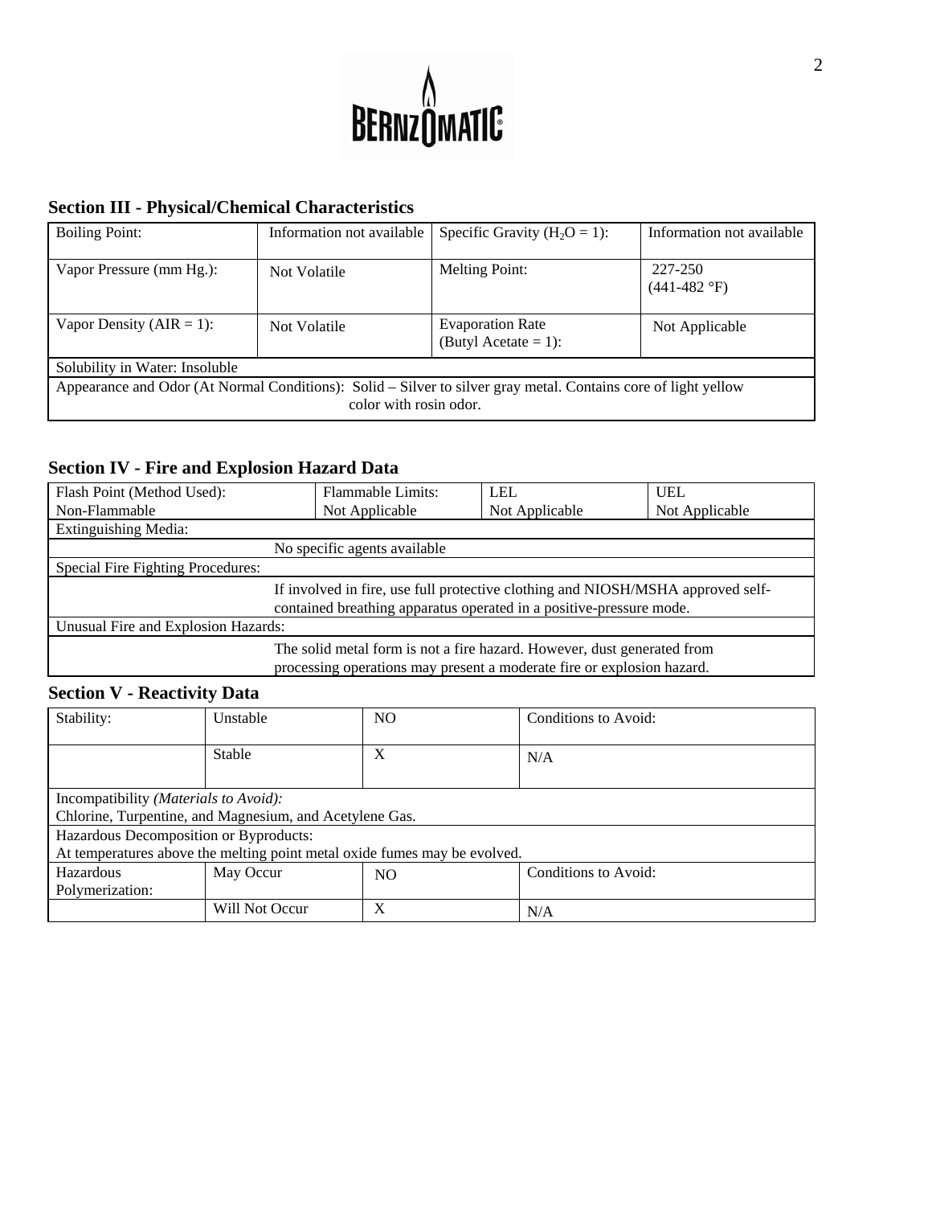## Section III - Physical/Chemical Characteristics

| Boiling Point: | Information not available | Specific Gravity ($H_2O$ = 1): | Information not available |
|---|---|---|---|
| Vapor Pressure (mm Hg.): | Not Volatile | Melting Point: | 227-250 (441-482 °F) |
| Vapor Density (AIR = 1): | Not Volatile | Evaporation Rate (Butyl Acetate = 1): | Not Applicable |
| Solubility in Water: Insoluble | | | |
| Appearance and Odor (At Normal Conditions): Solid – Silver to silver gray metal. Contains core of light yellow color with rosin odor. | | | |

## Section IV - Fire and Explosion Hazard Data

| Flash Point (Method Used): Non-Flammable | Flammable Limits: Not Applicable | LEL Not Applicable | UEL Not Applicable |
|---|---|---|---|
| Extinguishing Media: | | | |
| No specific agents available | | | |
| Special Fire Fighting Procedures: | | | |
| If involved in fire, use full protective clothing and NIOSH/MSHA approved self-contained breathing apparatus operated in a positive-pressure mode. | | | |
| Unusual Fire and Explosion Hazards: | | | |
| The solid metal form is not a fire hazard. However, dust generated from processing operations may present a moderate fire or explosion hazard. | | | |

## Section V - Reactivity Data

| Stability: | Unstable | NO | Conditions to Avoid: |
|---|---|---|---|
| | Stable | X | N/A |
| Incompatibility *(Materials to Avoid):* Chlorine, Turpentine, and Magnesium, and Acetylene Gas. | | | |
| Hazardous Decomposition or Byproducts: At temperatures above the melting point metal oxide fumes may be evolved. | | | |
| Hazardous Polymerization: | May Occur | NO | Conditions to Avoid: |
| | Will Not Occur | X | N/A |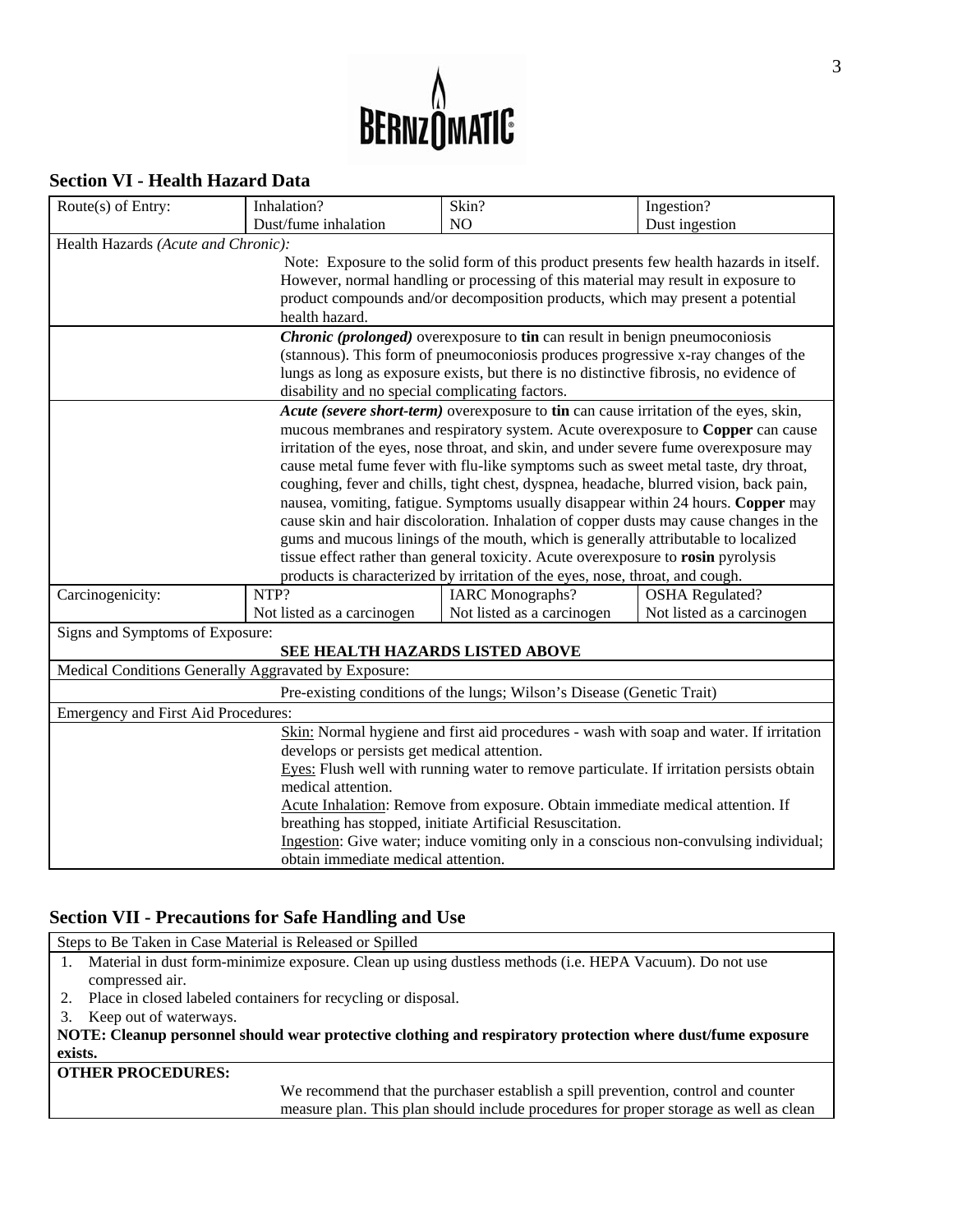## Section VI - Health Hazard Data

| Route(s) of Entry: | Inhalation? | Skin? | Ingestion? |
|---|---|---|---|
| | Dust/fume inhalation | NO | Dust ingestion |
| Health Hazards *(Acute and Chronic):* | | | |
| | Note: Exposure to the solid form of this product presents few health hazards in itself. However, normal handling or processing of this material may result in exposure to product compounds and/or decomposition products, which may present a potential health hazard. | | |
| | ***Chronic (prolonged)*** overexposure to **tin** can result in benign pneumoconiosis (stannous). This form of pneumoconiosis produces progressive x-ray changes of the lungs as long as exposure exists, but there is no distinctive fibrosis, no evidence of disability and no special complicating factors. | | |
| | ***Acute (severe short-term)*** overexposure to **tin** can cause irritation of the eyes, skin, mucous membranes and respiratory system. Acute overexposure to **Copper** can cause irritation of the eyes, nose throat, and skin, and under severe fume overexposure may cause metal fume fever with flu-like symptoms such as sweet metal taste, dry throat, coughing, fever and chills, tight chest, dyspnea, headache, blurred vision, back pain, nausea, vomiting, fatigue. Symptoms usually disappear within 24 hours. **Copper** may cause skin and hair discoloration. Inhalation of copper dusts may cause changes in the gums and mucous linings of the mouth, which is generally attributable to localized tissue effect rather than general toxicity. Acute overexposure to **rosin** pyrolysis products is characterized by irritation of the eyes, nose, throat, and cough. | | |
| Carcinogenicity: | NTP? | IARC Monographs? | OSHA Regulated? |
| | Not listed as a carcinogen | Not listed as a carcinogen | Not listed as a carcinogen |
| Signs and Symptoms of Exposure: | | | |
| | **SEE HEALTH HAZARDS LISTED ABOVE** | | |
| Medical Conditions Generally Aggravated by Exposure: | | | |
| | Pre-existing conditions of the lungs; Wilson's Disease (Genetic Trait) | | |
| Emergency and First Aid Procedures: | | | |
| | Skin: Normal hygiene and first aid procedures - wash with soap and water. If irritation develops or persists get medical attention. Eyes: Flush well with running water to remove particulate. If irritation persists obtain medical attention. Acute Inhalation: Remove from exposure. Obtain immediate medical attention. If breathing has stopped, initiate Artificial Resuscitation. Ingestion: Give water; induce vomiting only in a conscious non-convulsing individual; obtain immediate medical attention. | | |

## Section VII - Precautions for Safe Handling and Use

Steps to Be Taken in Case Material is Released or Spilled

1. Material in dust form-minimize exposure. Clean up using dustless methods (i.e. HEPA Vacuum). Do not use compressed air.
2. Place in closed labeled containers for recycling or disposal.
3. Keep out of waterways.

**NOTE: Cleanup personnel should wear protective clothing and respiratory protection where dust/fume exposure exists.**

**OTHER PROCEDURES:**

We recommend that the purchaser establish a spill prevention, control and counter measure plan. This plan should include procedures for proper storage as well as clean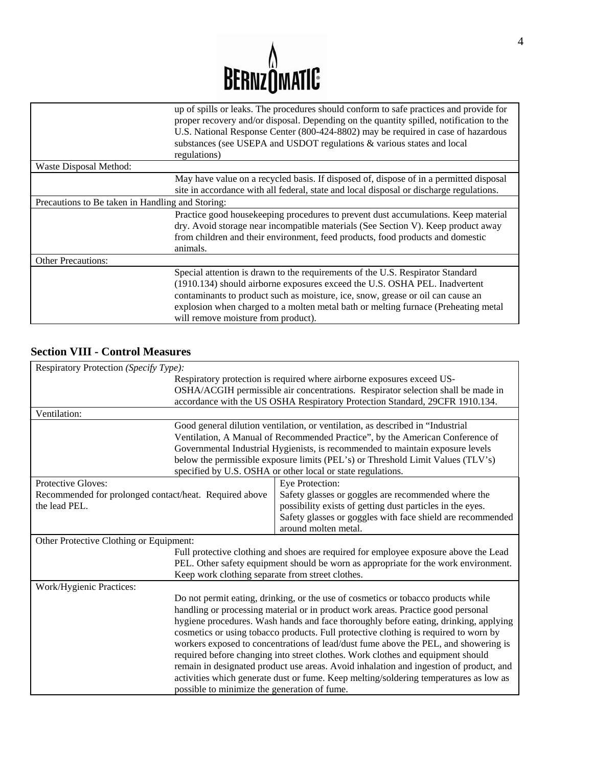| | |
|---|---|
| | up of spills or leaks. The procedures should conform to safe practices and provide for proper recovery and/or disposal. Depending on the quantity spilled, notification to the U.S. National Response Center (800-424-8802) may be required in case of hazardous substances (see USEPA and USDOT regulations & various states and local regulations) |
| Waste Disposal Method: | |
| | May have value on a recycled basis. If disposed of, dispose of in a permitted disposal site in accordance with all federal, state and local disposal or discharge regulations. |
| Precautions to Be taken in Handling and Storing: | |
| | Practice good housekeeping procedures to prevent dust accumulations. Keep material dry. Avoid storage near incompatible materials (See Section V). Keep product away from children and their environment, feed products, food products and domestic animals. |
| Other Precautions: | |
| | Special attention is drawn to the requirements of the U.S. Respirator Standard (1910.134) should airborne exposures exceed the U.S. OSHA PEL. Inadvertent contaminants to product such as moisture, ice, snow, grease or oil can cause an explosion when charged to a molten metal bath or melting furnace (Preheating metal will remove moisture from product). |

## Section VIII - Control Measures

| | |
|---|---|
| Respiratory Protection *(Specify Type):* | |
| | Respiratory protection is required where airborne exposures exceed US-OSHA/ACGIH permissible air concentrations. Respirator selection shall be made in accordance with the US OSHA Respiratory Protection Standard, 29CFR 1910.134. |
| Ventilation: | |
| | Good general dilution ventilation, or ventilation, as described in "Industrial Ventilation, A Manual of Recommended Practice", by the American Conference of Governmental Industrial Hygienists, is recommended to maintain exposure levels below the permissible exposure limits (PEL's) or Threshold Limit Values (TLV's) specified by U.S. OSHA or other local or state regulations. |
| Protective Gloves: Recommended for prolonged contact/heat. Required above the lead PEL. | Eye Protection: Safety glasses or goggles are recommended where the possibility exists of getting dust particles in the eyes. Safety glasses or goggles with face shield are recommended around molten metal. |
| Other Protective Clothing or Equipment: | |
| | Full protective clothing and shoes are required for employee exposure above the Lead PEL. Other safety equipment should be worn as appropriate for the work environment. Keep work clothing separate from street clothes. |
| Work/Hygienic Practices: | |
| | Do not permit eating, drinking, or the use of cosmetics or tobacco products while handling or processing material or in product work areas. Practice good personal hygiene procedures. Wash hands and face thoroughly before eating, drinking, applying cosmetics or using tobacco products. Full protective clothing is required to worn by workers exposed to concentrations of lead/dust fume above the PEL, and showering is required before changing into street clothes. Work clothes and equipment should remain in designated product use areas. Avoid inhalation and ingestion of product, and activities which generate dust or fume. Keep melting/soldering temperatures as low as possible to minimize the generation of fume. |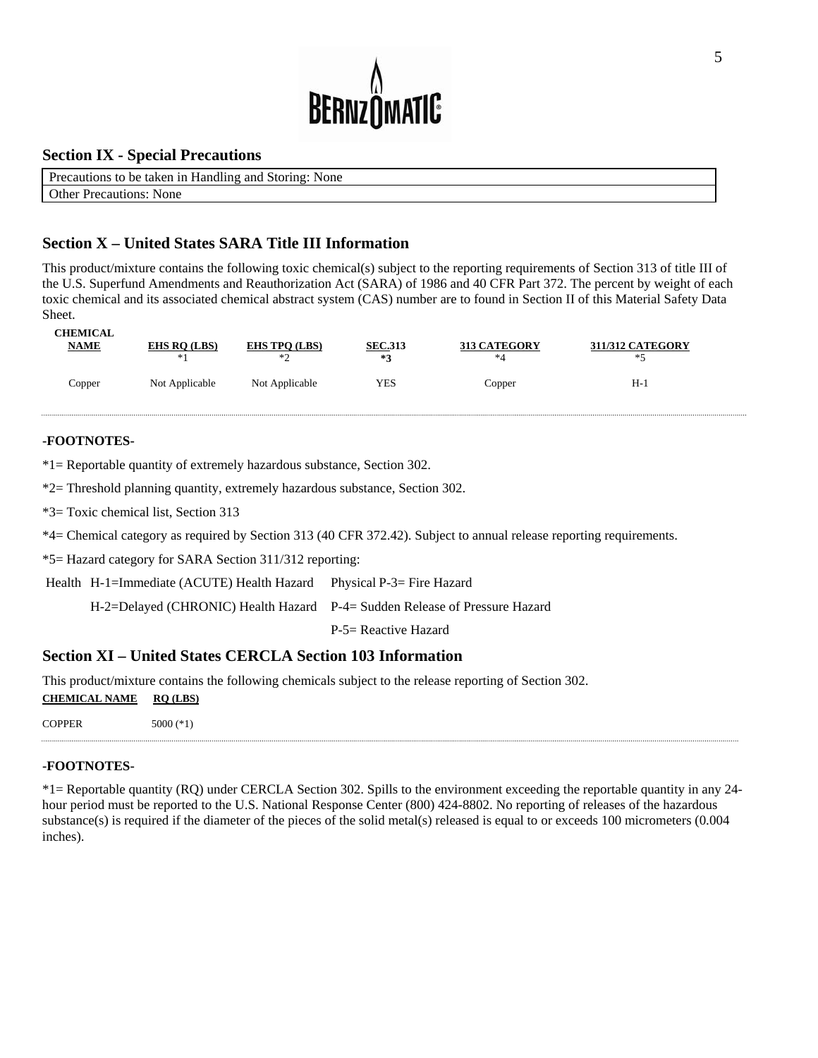## Section IX - Special Precautions

| Precautions to be taken in Handling and Storing: None |
|---|
| Other Precautions: None |

## Section X – United States SARA Title III Information

This product/mixture contains the following toxic chemical(s) subject to the reporting requirements of Section 313 of title III of the U.S. Superfund Amendments and Reauthorization Act (SARA) of 1986 and 40 CFR Part 372. The percent by weight of each toxic chemical and its associated chemical abstract system (CAS) number are to found in Section II of this Material Safety Data Sheet.

| CHEMICAL NAME | EHS RQ (LBS) *1 | EHS TPQ (LBS) *2 | SEC.313 *3 | 313 CATEGORY *4 | 311/312 CATEGORY *5 |
|---|---|---|---|---|---|
| Copper | Not Applicable | Not Applicable | YES | Copper | H-1 |

**-FOOTNOTES-**

*1= Reportable quantity of extremely hazardous substance, Section 302.

*2= Threshold planning quantity, extremely hazardous substance, Section 302.

*3= Toxic chemical list, Section 313

*4= Chemical category as required by Section 313 (40 CFR 372.42). Subject to annual release reporting requirements.

*5= Hazard category for SARA Section 311/312 reporting:

| Health | H-1=Immediate (ACUTE) Health Hazard | Physical P-3= Fire Hazard |
|---|---|---|
| | H-2=Delayed (CHRONIC) Health Hazard | P-4= Sudden Release of Pressure Hazard |
| | | P-5= Reactive Hazard |

## Section XI – United States CERCLA Section 103 Information

This product/mixture contains the following chemicals subject to the release reporting of Section 302.

| CHEMICAL NAME | RQ (LBS) |
|---|---|
| COPPER | 5000 (*1) |

**-FOOTNOTES-**

*1= Reportable quantity (RQ) under CERCLA Section 302. Spills to the environment exceeding the reportable quantity in any 24-hour period must be reported to the U.S. National Response Center (800) 424-8802. No reporting of releases of the hazardous substance(s) is required if the diameter of the pieces of the solid metal(s) released is equal to or exceeds 100 micrometers (0.004 inches).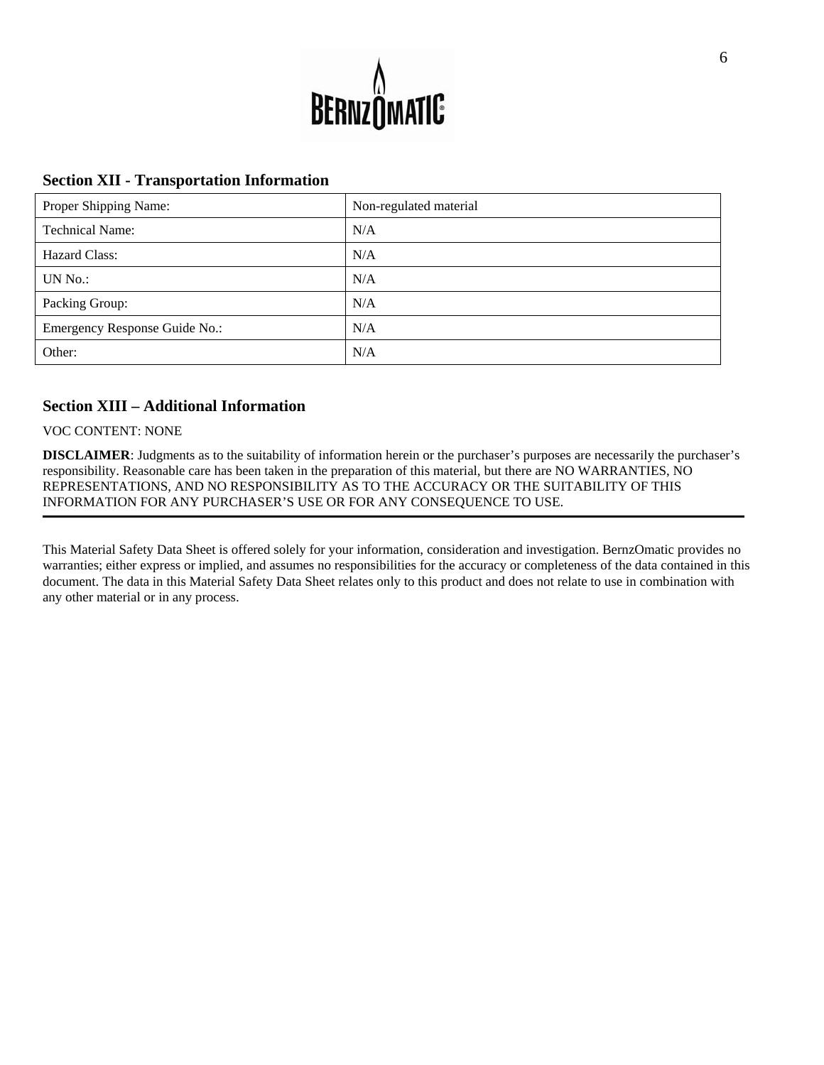## Section XII - Transportation Information

| | |
|---|---|
| Proper Shipping Name: | Non-regulated material |
| Technical Name: | N/A |
| Hazard Class: | N/A |
| UN No.: | N/A |
| Packing Group: | N/A |
| Emergency Response Guide No.: | N/A |
| Other: | N/A |

## Section XIII – Additional Information

VOC CONTENT: NONE

**DISCLAIMER**: Judgments as to the suitability of information herein or the purchaser's purposes are necessarily the purchaser's responsibility. Reasonable care has been taken in the preparation of this material, but there are NO WARRANTIES, NO REPRESENTATIONS, AND NO RESPONSIBILITY AS TO THE ACCURACY OR THE SUITABILITY OF THIS INFORMATION FOR ANY PURCHASER'S USE OR FOR ANY CONSEQUENCE TO USE.

---

This Material Safety Data Sheet is offered solely for your information, consideration and investigation. BernzOmatic provides no warranties; either express or implied, and assumes no responsibilities for the accuracy or completeness of the data contained in this document. The data in this Material Safety Data Sheet relates only to this product and does not relate to use in combination with any other material or in any process.